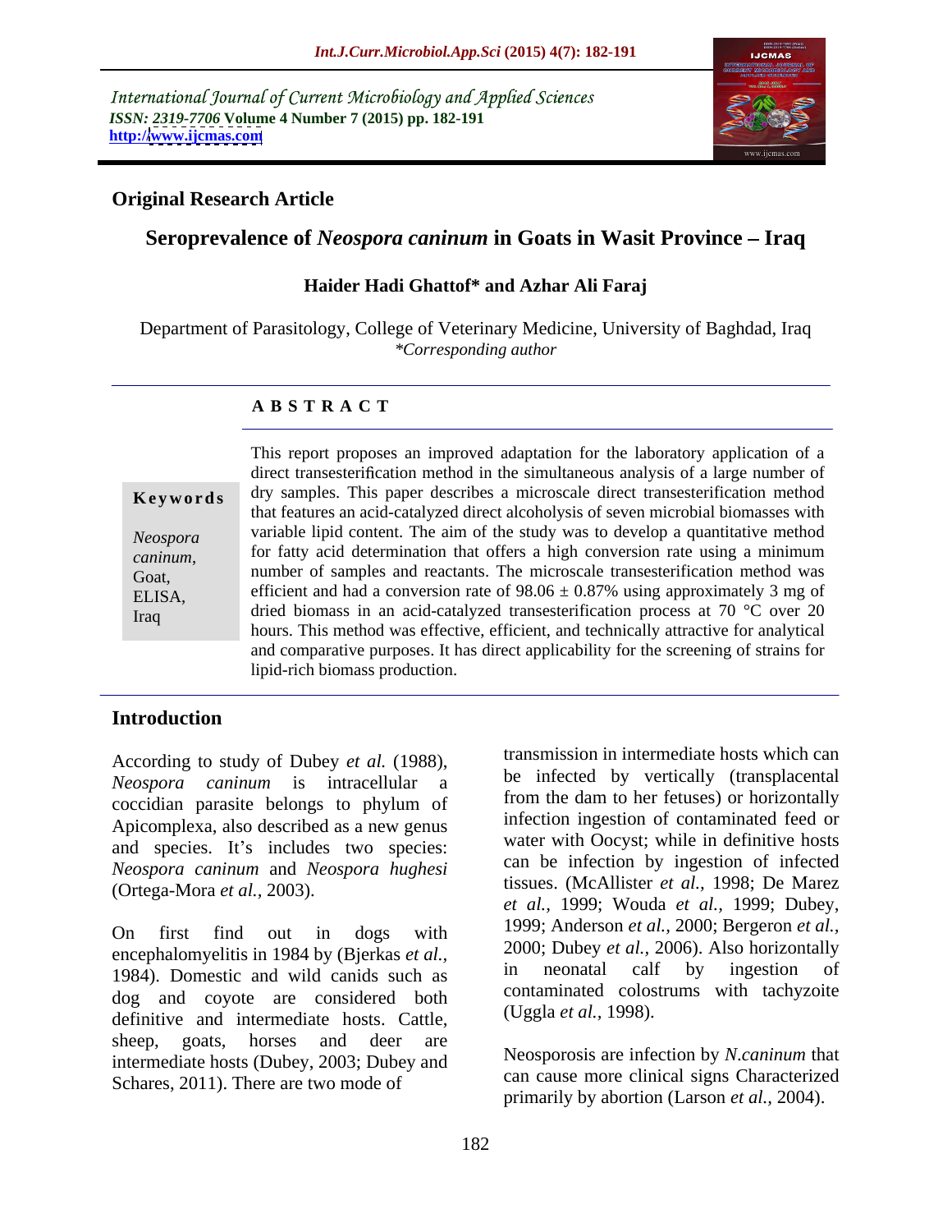International Journal of Current Microbiology and Applied Sciences
*ISSN: 2319-7706* **Volume 4 Number 7 (2015) pp. 182-191**
**http://www.ijcmas.com**

**Original Research Article**

# Seroprevalence of *Neospora caninum* in Goats in Wasit Province – Iraq

**Haider Hadi Ghattof\* and Azhar Ali Faraj**

Department of Parasitology, College of Veterinary Medicine, University of Baghdad, Iraq
*\*Corresponding author*

## A B S T R A C T

**Keywords**

*Neospora caninum*, Goat, ELISA, Iraq

This report proposes an improved adaptation for the laboratory application of a direct transesterification method in the simultaneous analysis of a large number of dry samples. This paper describes a microscale direct transesterification method that features an acid-catalyzed direct alcoholysis of seven microbial biomasses with variable lipid content. The aim of the study was to develop a quantitative method for fatty acid determination that offers a high conversion rate using a minimum number of samples and reactants. The microscale transesterification method was efficient and had a conversion rate of 98.06 ± 0.87% using approximately 3 mg of dried biomass in an acid-catalyzed transesterification process at 70 °C over 20 hours. This method was effective, efficient, and technically attractive for analytical and comparative purposes. It has direct applicability for the screening of strains for lipid-rich biomass production.

## Introduction

According to study of Dubey *et al.* (1988), *Neospora caninum* is intracellular a coccidian parasite belongs to phylum of Apicomplexa, also described as a new genus and species. It's includes two species: *Neospora caninum* and *Neospora hughesi* (Ortega-Mora *et al.*, 2003).

On first find out in dogs with encephalomyelitis in 1984 by (Bjerkas *et al.*, 1984). Domestic and wild canids such as dog and coyote are considered both definitive and intermediate hosts. Cattle, sheep, goats, horses and deer are intermediate hosts (Dubey, 2003; Dubey and Schares, 2011). There are two mode of transmission in intermediate hosts which can be infected by vertically (transplacental from the dam to her fetuses) or horizontally infection ingestion of contaminated feed or water with Oocyst; while in definitive hosts can be infection by ingestion of infected tissues. (McAllister *et al.*, 1998; De Marez *et al.*, 1999; Wouda *et al.*, 1999; Dubey, 1999; Anderson *et al.*, 2000; Bergeron *et al.*, 2000; Dubey *et al.*, 2006). Also horizontally in neonatal calf by ingestion of contaminated colostrums with tachyzoite (Uggla *et al.*, 1998).

Neosporosis are infection by *N.caninum* that can cause more clinical signs Characterized primarily by abortion (Larson *et al.*, 2004).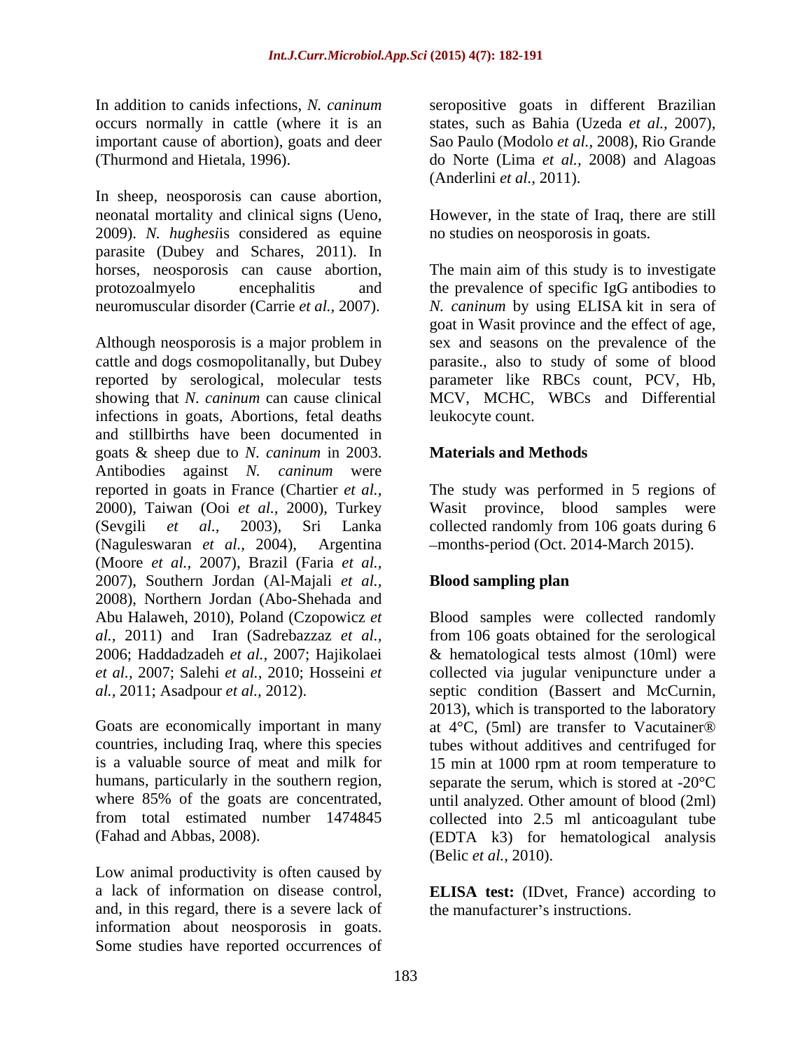In addition to canids infections, *N. caninum* occurs normally in cattle (where it is an important cause of abortion), goats and deer (Thurmond and Hietala, 1996).

In sheep, neosporosis can cause abortion, neonatal mortality and clinical signs (Ueno, 2009). *N. hughesi*is considered as equine parasite (Dubey and Schares, 2011). In horses, neosporosis can cause abortion, protozoalmyelo encephalitis and neuromuscular disorder (Carrie *et al.,* 2007).

Although neosporosis is a major problem in cattle and dogs cosmopolitanally, but Dubey reported by serological, molecular tests showing that *N. caninum* can cause clinical infections in goats, Abortions, fetal deaths and stillbirths have been documented in goats & sheep due to *N. caninum* in 2003. Antibodies against *N. caninum* were reported in goats in France (Chartier *et al.,* 2000), Taiwan (Ooi *et al.,* 2000), Turkey (Sevgili *et al.,* 2003), Sri Lanka (Naguleswaran *et al.,* 2004), Argentina (Moore *et al.,* 2007), Brazil (Faria *et al.,* 2007), Southern Jordan (Al-Majali *et al.,* 2008), Northern Jordan (Abo-Shehada and Abu Halaweh, 2010), Poland (Czopowicz *et al.,* 2011) and Iran (Sadrebazzaz *et al.,* 2006; Haddadzadeh *et al.,* 2007; Hajikolaei *et al.,* 2007; Salehi *et al.,* 2010; Hosseini *et al.,* 2011; Asadpour *et al.,* 2012).

Goats are economically important in many countries, including Iraq, where this species is a valuable source of meat and milk for humans, particularly in the southern region, where 85% of the goats are concentrated, from total estimated number 1474845 (Fahad and Abbas, 2008).

Low animal productivity is often caused by a lack of information on disease control, and, in this regard, there is a severe lack of information about neosporosis in goats. Some studies have reported occurrences of seropositive goats in different Brazilian states, such as Bahia (Uzeda *et al.,* 2007), Sao Paulo (Modolo *et al.,* 2008), Rio Grande do Norte (Lima *et al.,* 2008) and Alagoas (Anderlini *et al.,* 2011).

However, in the state of Iraq, there are still no studies on neosporosis in goats.

The main aim of this study is to investigate the prevalence of specific IgG antibodies to *N. caninum* by using ELISA kit in sera of goat in Wasit province and the effect of age, sex and seasons on the prevalence of the parasite., also to study of some of blood parameter like RBCs count, PCV, Hb, MCV, MCHC, WBCs and Differential leukocyte count.

## Materials and Methods

The study was performed in 5 regions of Wasit province, blood samples were collected randomly from 106 goats during 6 –months-period (Oct. 2014-March 2015).

### Blood sampling plan

Blood samples were collected randomly from 106 goats obtained for the serological & hematological tests almost (10ml) were collected via jugular venipuncture under a septic condition (Bassert and McCurnin, 2013), which is transported to the laboratory at 4°C, (5ml) are transfer to Vacutainer® tubes without additives and centrifuged for 15 min at 1000 rpm at room temperature to separate the serum, which is stored at -20°C until analyzed. Other amount of blood (2ml) collected into 2.5 ml anticoagulant tube (EDTA k3) for hematological analysis (Belic *et al.,* 2010).

**ELISA test:** (IDvet, France) according to the manufacturer's instructions.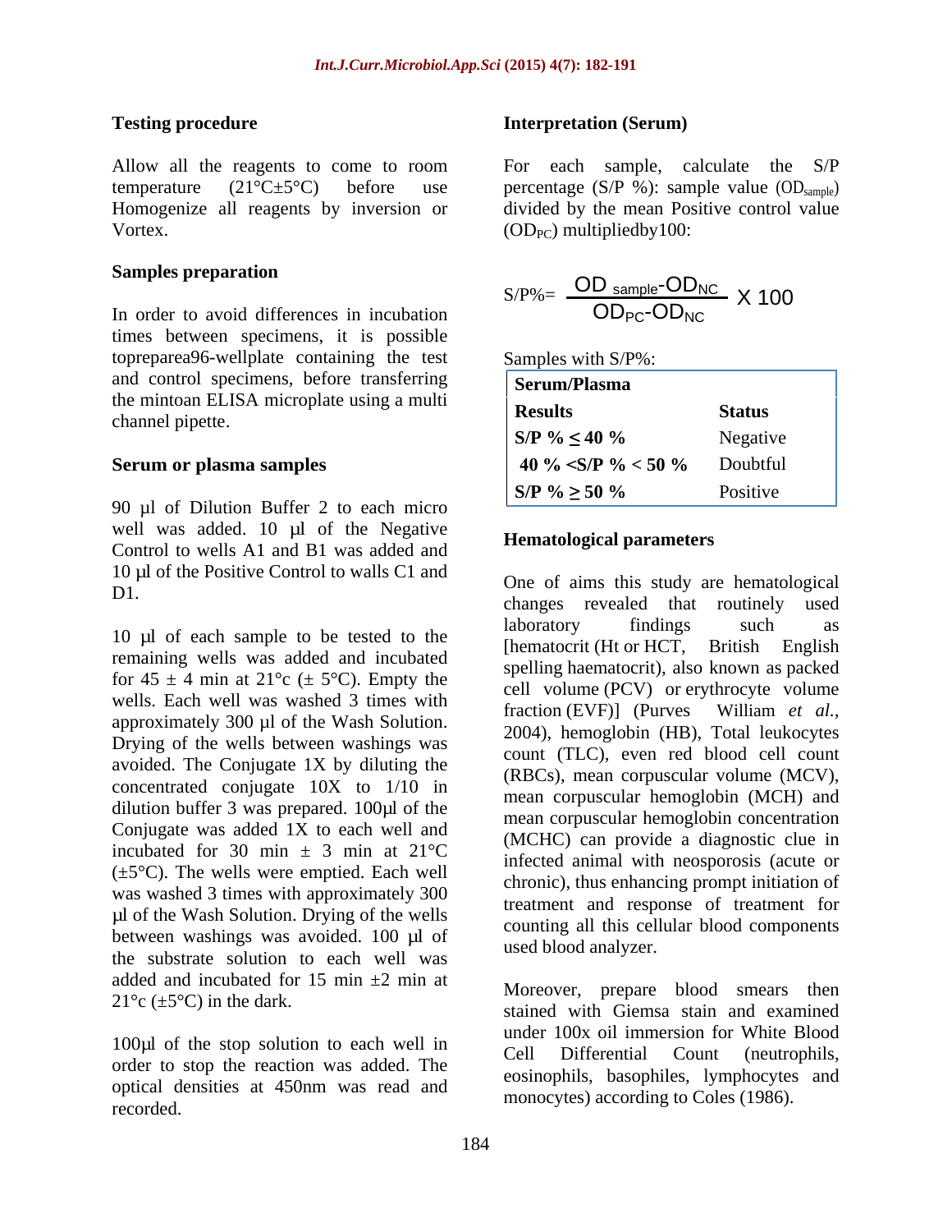### Testing procedure

Allow all the reagents to come to room temperature (21°C±5°C) before use Homogenize all reagents by inversion or Vortex.

### Samples preparation

In order to avoid differences in incubation times between specimens, it is possible topreparea96-wellplate containing the test and control specimens, before transferring the mintoan ELISA microplate using a multi channel pipette.

### Serum or plasma samples

90 µl of Dilution Buffer 2 to each micro well was added. 10 µl of the Negative Control to wells A1 and B1 was added and 10 µl of the Positive Control to walls C1 and D1.

10 µl of each sample to be tested to the remaining wells was added and incubated for 45 ± 4 min at 21°c (± 5°C). Empty the wells. Each well was washed 3 times with approximately 300 µl of the Wash Solution. Drying of the wells between washings was avoided. The Conjugate 1X by diluting the concentrated conjugate 10X to 1/10 in dilution buffer 3 was prepared. 100µl of the Conjugate was added 1X to each well and incubated for 30 min ± 3 min at 21°C (±5°C). The wells were emptied. Each well was washed 3 times with approximately 300 µl of the Wash Solution. Drying of the wells between washings was avoided. 100 µl of the substrate solution to each well was added and incubated for 15 min ±2 min at 21°c (±5°C) in the dark.

100µl of the stop solution to each well in order to stop the reaction was added. The optical densities at 450nm was read and recorded.

### Interpretation (Serum)

For each sample, calculate the S/P percentage (S/P %): sample value ($OD_{sample}$) divided by the mean Positive control value ($OD_{PC}$) multipliedby100:

$$S/P\% = \frac{OD_{sample} - OD_{NC}}{OD_{PC} - OD_{NC}} \times 100$$

Samples with S/P%:

| **Serum/Plasma** | |
|---|---|
| **Results** | **Status** |
| **S/P % ≤ 40 %** | Negative |
| **40 % <S/P % < 50 %** | Doubtful |
| **S/P % ≥ 50 %** | Positive |

### Hematological parameters

One of aims this study are hematological changes revealed that routinely used laboratory findings such as [hematocrit (Ht or HCT, British English spelling haematocrit), also known as packed cell volume (PCV) or erythrocyte volume fraction (EVF)] (Purves William *et al.*, 2004), hemoglobin (HB), Total leukocytes count (TLC), even red blood cell count (RBCs), mean corpuscular volume (MCV), mean corpuscular hemoglobin (MCH) and mean corpuscular hemoglobin concentration (MCHC) can provide a diagnostic clue in infected animal with neosporosis (acute or chronic), thus enhancing prompt initiation of treatment and response of treatment for counting all this cellular blood components used blood analyzer.

Moreover, prepare blood smears then stained with Giemsa stain and examined under 100x oil immersion for White Blood Cell Differential Count (neutrophils, eosinophils, basophiles, lymphocytes and monocytes) according to Coles (1986).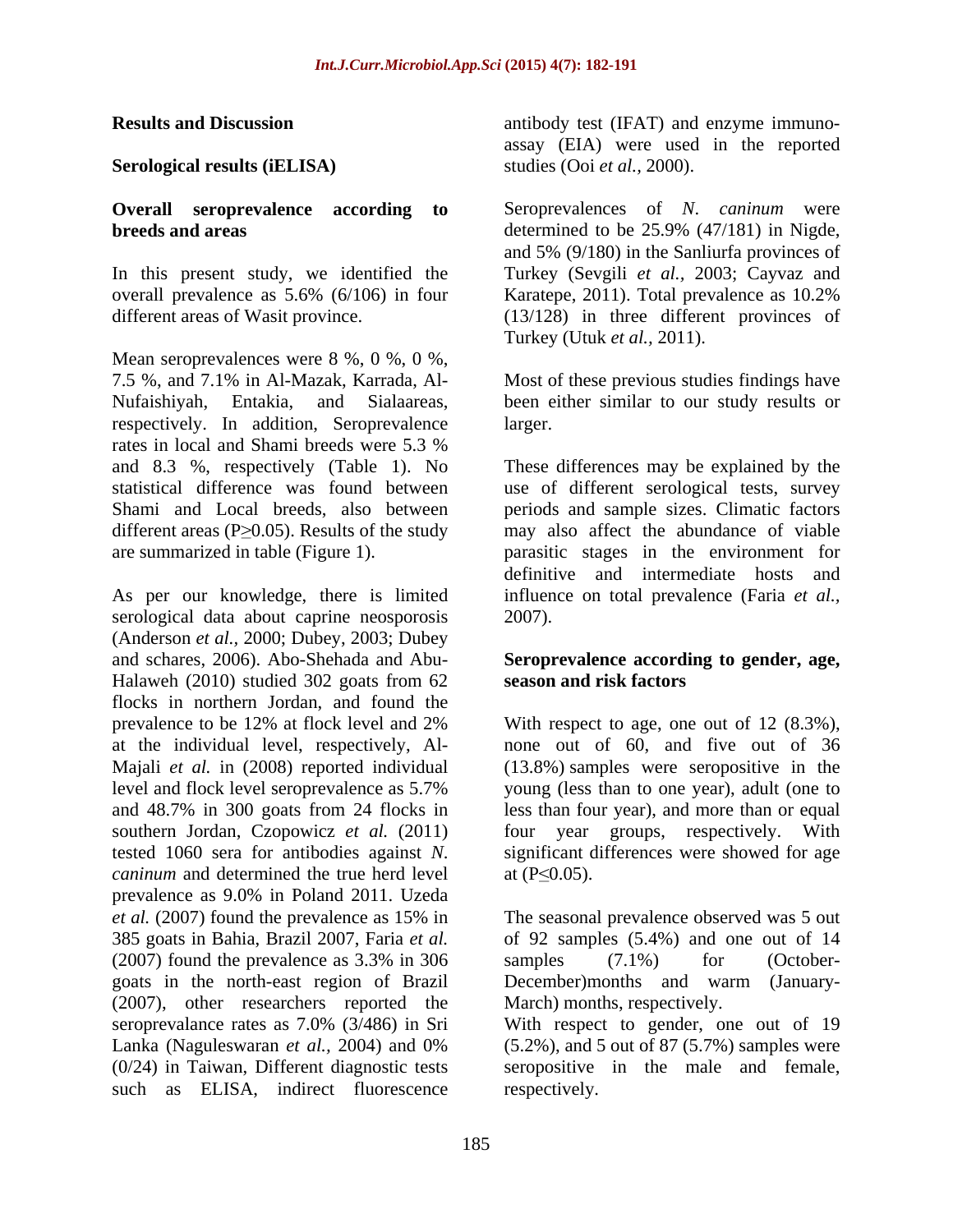## Results and Discussion

### Serological results (iELISA)

#### Overall seroprevalence according to breeds and areas

In this present study, we identified the overall prevalence as 5.6% (6/106) in four different areas of Wasit province.

Mean seroprevalences were 8 %, 0 %, 0 %, 7.5 %, and 7.1% in Al-Mazak, Karrada, Al-Nufaishiyah, Entakia, and Sialaareas, respectively. In addition, Seroprevalence rates in local and Shami breeds were 5.3 % and 8.3 %, respectively (Table 1). No statistical difference was found between Shami and Local breeds, also between different areas (P≥0.05). Results of the study are summarized in table (Figure 1).

As per our knowledge, there is limited serological data about caprine neosporosis (Anderson *et al.,* 2000; Dubey, 2003; Dubey and schares, 2006). Abo-Shehada and Abu-Halaweh (2010) studied 302 goats from 62 flocks in northern Jordan, and found the prevalence to be 12% at flock level and 2% at the individual level, respectively, Al-Majali *et al.* in (2008) reported individual level and flock level seroprevalence as 5.7% and 48.7% in 300 goats from 24 flocks in southern Jordan, Czopowicz *et al.* (2011) tested 1060 sera for antibodies against *N. caninum* and determined the true herd level prevalence as 9.0% in Poland 2011. Uzeda *et al.* (2007) found the prevalence as 15% in 385 goats in Bahia, Brazil 2007, Faria *et al.* (2007) found the prevalence as 3.3% in 306 goats in the north-east region of Brazil (2007), other researchers reported the seroprevalance rates as 7.0% (3/486) in Sri Lanka (Naguleswaran *et al.,* 2004) and 0% (0/24) in Taiwan, Different diagnostic tests such as ELISA, indirect fluorescence antibody test (IFAT) and enzyme immuno-assay (EIA) were used in the reported studies (Ooi *et al.*, 2000).

Seroprevalences of *N. caninum* were determined to be 25.9% (47/181) in Nigde, and 5% (9/180) in the Sanliurfa provinces of Turkey (Sevgili *et al.,* 2003; Cayvaz and Karatepe, 2011). Total prevalence as 10.2% (13/128) in three different provinces of Turkey (Utuk *et al.*, 2011).

Most of these previous studies findings have been either similar to our study results or larger.

These differences may be explained by the use of different serological tests, survey periods and sample sizes. Climatic factors may also affect the abundance of viable parasitic stages in the environment for definitive and intermediate hosts and influence on total prevalence (Faria *et al.,* 2007).

#### Seroprevalence according to gender, age, season and risk factors

With respect to age, one out of 12 (8.3%), none out of 60, and five out of 36 (13.8%) samples were seropositive in the young (less than to one year), adult (one to less than four year), and more than or equal four year groups, respectively. With significant differences were showed for age at (P≤0.05).

The seasonal prevalence observed was 5 out of 92 samples (5.4%) and one out of 14 samples (7.1%) for (October-December)months and warm (January-March) months, respectively.

With respect to gender, one out of 19 (5.2%), and 5 out of 87 (5.7%) samples were seropositive in the male and female, respectively.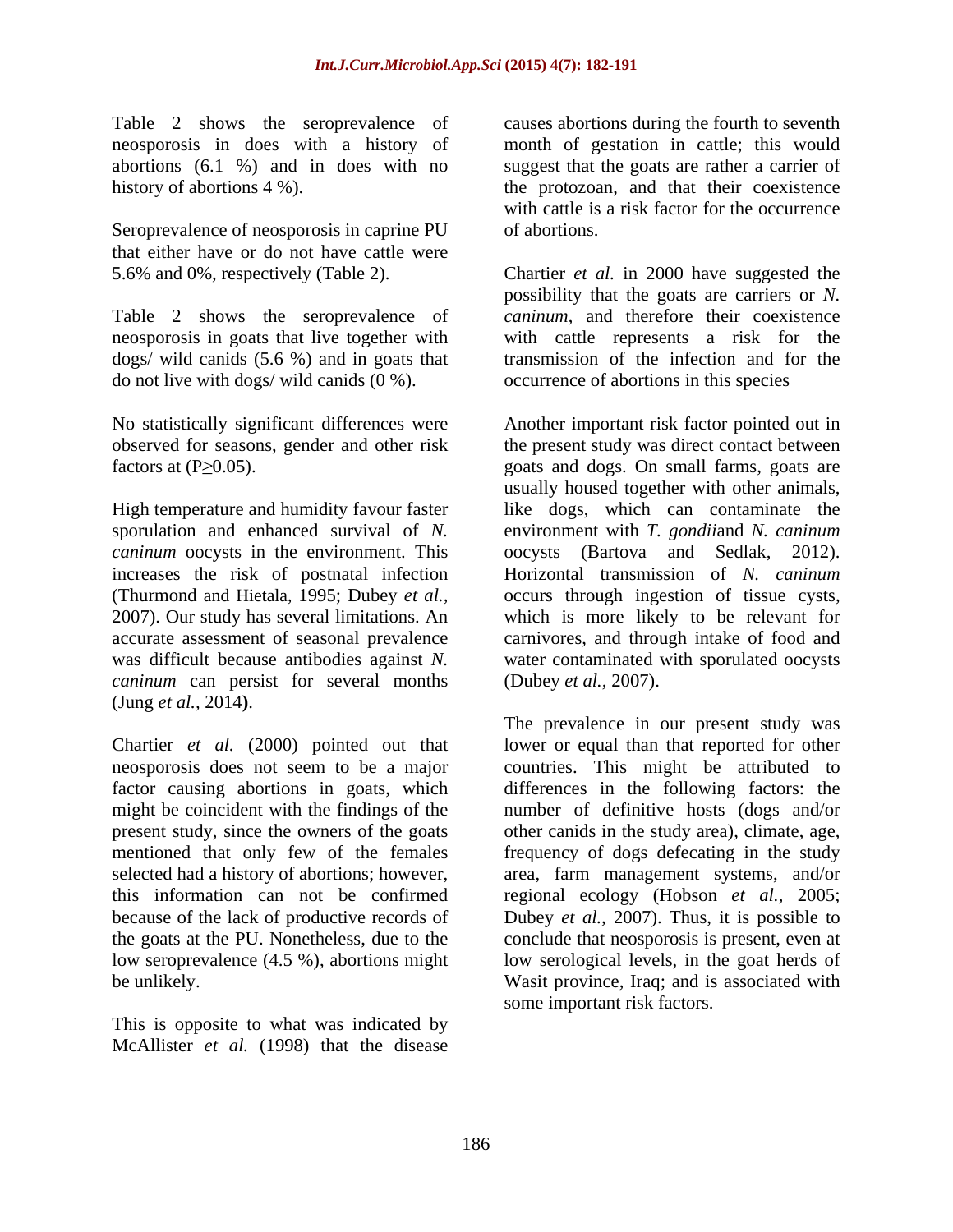Table 2 shows the seroprevalence of neosporosis in does with a history of abortions (6.1 %) and in does with no history of abortions 4 %).

Seroprevalence of neosporosis in caprine PU that either have or do not have cattle were 5.6% and 0%, respectively (Table 2).

Table 2 shows the seroprevalence of neosporosis in goats that live together with dogs/ wild canids (5.6 %) and in goats that do not live with dogs/ wild canids (0 %).

No statistically significant differences were observed for seasons, gender and other risk factors at ($P \geq 0.05$).

High temperature and humidity favour faster sporulation and enhanced survival of *N. caninum* oocysts in the environment. This increases the risk of postnatal infection (Thurmond and Hietala, 1995; Dubey *et al.,* 2007). Our study has several limitations. An accurate assessment of seasonal prevalence was difficult because antibodies against *N. caninum* can persist for several months (Jung *et al.,* 2014**)**.

Chartier *et al.* (2000) pointed out that neosporosis does not seem to be a major factor causing abortions in goats, which might be coincident with the findings of the present study, since the owners of the goats mentioned that only few of the females selected had a history of abortions; however, this information can not be confirmed because of the lack of productive records of the goats at the PU. Nonetheless, due to the low seroprevalence (4.5 %), abortions might be unlikely.

This is opposite to what was indicated by McAllister *et al.* (1998) that the disease causes abortions during the fourth to seventh month of gestation in cattle; this would suggest that the goats are rather a carrier of the protozoan, and that their coexistence with cattle is a risk factor for the occurrence of abortions.

Chartier *et al.* in 2000 have suggested the possibility that the goats are carriers or *N. caninum*, and therefore their coexistence with cattle represents a risk for the transmission of the infection and for the occurrence of abortions in this species

Another important risk factor pointed out in the present study was direct contact between goats and dogs. On small farms, goats are usually housed together with other animals, like dogs, which can contaminate the environment with *T. gondii*and *N. caninum* oocysts (Bartova and Sedlak, 2012). Horizontal transmission of *N. caninum* occurs through ingestion of tissue cysts, which is more likely to be relevant for carnivores, and through intake of food and water contaminated with sporulated oocysts (Dubey *et al.,* 2007).

The prevalence in our present study was lower or equal than that reported for other countries. This might be attributed to differences in the following factors: the number of definitive hosts (dogs and/or other canids in the study area), climate, age, frequency of dogs defecating in the study area, farm management systems, and/or regional ecology (Hobson *et al.,* 2005; Dubey *et al.,* 2007). Thus, it is possible to conclude that neosporosis is present, even at low serological levels, in the goat herds of Wasit province, Iraq; and is associated with some important risk factors.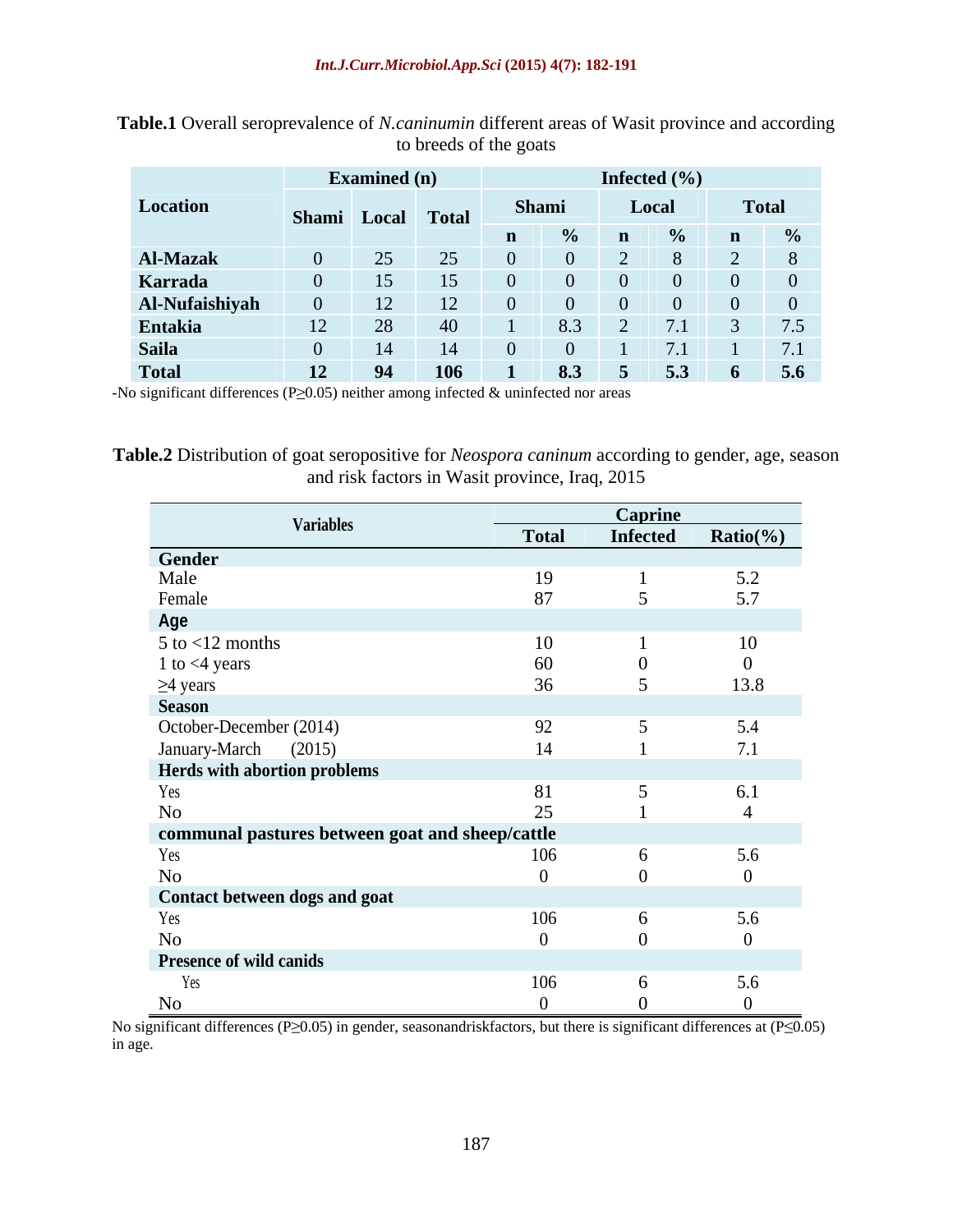**Table.1** Overall seroprevalence of *N.caninumin* different areas of Wasit province and according to breeds of the goats

| Location | Examined (n) | | | Infected (%) | | | | | |
|---|---|---|---|---|---|---|---|---|---|
| | Shami | Local | Total | Shami | | Local | | Total | |
| | | | | n | % | n | % | n | % |
| **Al-Mazak** | 0 | 25 | 25 | 0 | 0 | 2 | 8 | 2 | 8 |
| **Karrada** | 0 | 15 | 15 | 0 | 0 | 0 | 0 | 0 | 0 |
| **Al-Nufaishiyah** | 0 | 12 | 12 | 0 | 0 | 0 | 0 | 0 | 0 |
| **Entakia** | 12 | 28 | 40 | 1 | 8.3 | 2 | 7.1 | 3 | 7.5 |
| **Saila** | 0 | 14 | 14 | 0 | 0 | 1 | 7.1 | 1 | 7.1 |
| **Total** | **12** | **94** | **106** | **1** | **8.3** | **5** | **5.3** | **6** | **5.6** |

-No significant differences (P≥0.05) neither among infected & uninfected nor areas

**Table.2** Distribution of goat seropositive for *Neospora caninum* according to gender, age, season and risk factors in Wasit province, Iraq, 2015

| Variables | Caprine | | |
|---|---|---|---|
| | Total | Infected | Ratio(%) |
| **Gender** | | | |
| Male | 19 | 1 | 5.2 |
| Female | 87 | 5 | 5.7 |
| **Age** | | | |
| 5 to <12 months | 10 | 1 | 10 |
| 1 to <4 years | 60 | 0 | 0 |
| ≥4 years | 36 | 5 | 13.8 |
| **Season** | | | |
| October-December (2014) | 92 | 5 | 5.4 |
| January-March (2015) | 14 | 1 | 7.1 |
| **Herds with abortion problems** | | | |
| Yes | 81 | 5 | 6.1 |
| No | 25 | 1 | 4 |
| **communal pastures between goat and sheep/cattle** | | | |
| Yes | 106 | 6 | 5.6 |
| No | 0 | 0 | 0 |
| **Contact between dogs and goat** | | | |
| Yes | 106 | 6 | 5.6 |
| No | 0 | 0 | 0 |
| **Presence of wild canids** | | | |
| Yes | 106 | 6 | 5.6 |
| No | 0 | 0 | 0 |

No significant differences (P≥0.05) in gender, seasonandriskfactors, but there is significant differences at (P≤0.05) in age.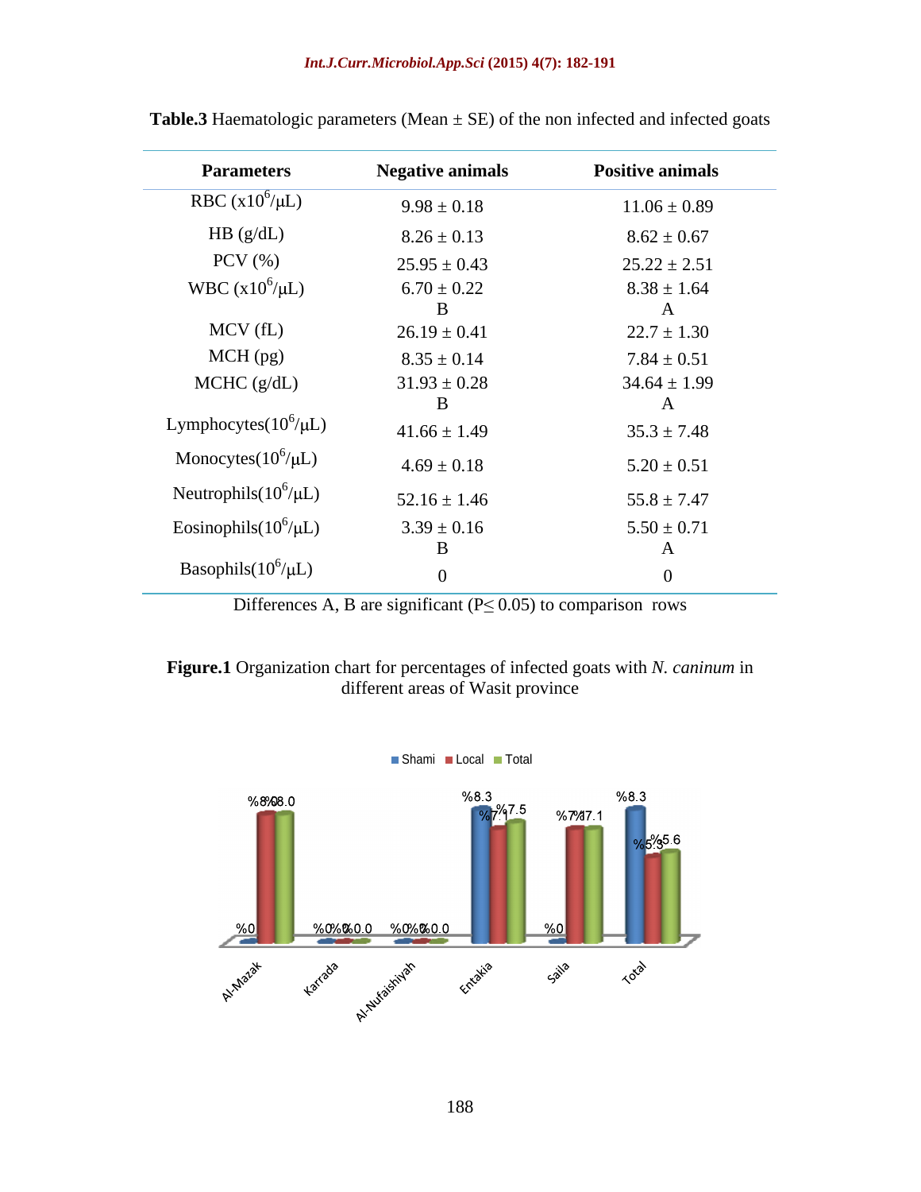**Table.3** Haematologic parameters (Mean ± SE) of the non infected and infected goats

| Parameters | Negative animals | Positive animals |
|---|---|---|
| RBC ($x10^6/\mu L$) | 9.98 ± 0.18 | 11.06 ± 0.89 |
| HB (g/dL) | 8.26 ± 0.13 | 8.62 ± 0.67 |
| PCV (%) | 25.95 ± 0.43 | 25.22 ± 2.51 |
| WBC ($x10^6/\mu L$) | 6.70 ± 0.22 B | 8.38 ± 1.64 A |
| MCV (fL) | 26.19 ± 0.41 | 22.7 ± 1.30 |
| MCH (pg) | 8.35 ± 0.14 | 7.84 ± 0.51 |
| MCHC (g/dL) | 31.93 ± 0.28 B | 34.64 ± 1.99 A |
| Lymphocytes($10^6/\mu L$) | 41.66 ± 1.49 | 35.3 ± 7.48 |
| Monocytes($10^6/\mu L$) | 4.69 ± 0.18 | 5.20 ± 0.51 |
| Neutrophils($10^6/\mu L$) | 52.16 ± 1.46 | 55.8 ± 7.47 |
| Eosinophils($10^6/\mu L$) | 3.39 ± 0.16 B | 5.50 ± 0.71 A |
| Basophils($10^6/\mu L$) | 0 | 0 |

Differences A, B are significant ($P \leq 0.05$) to comparison rows

**Figure.1** Organization chart for percentages of infected goats with *N. caninum* in different areas of Wasit province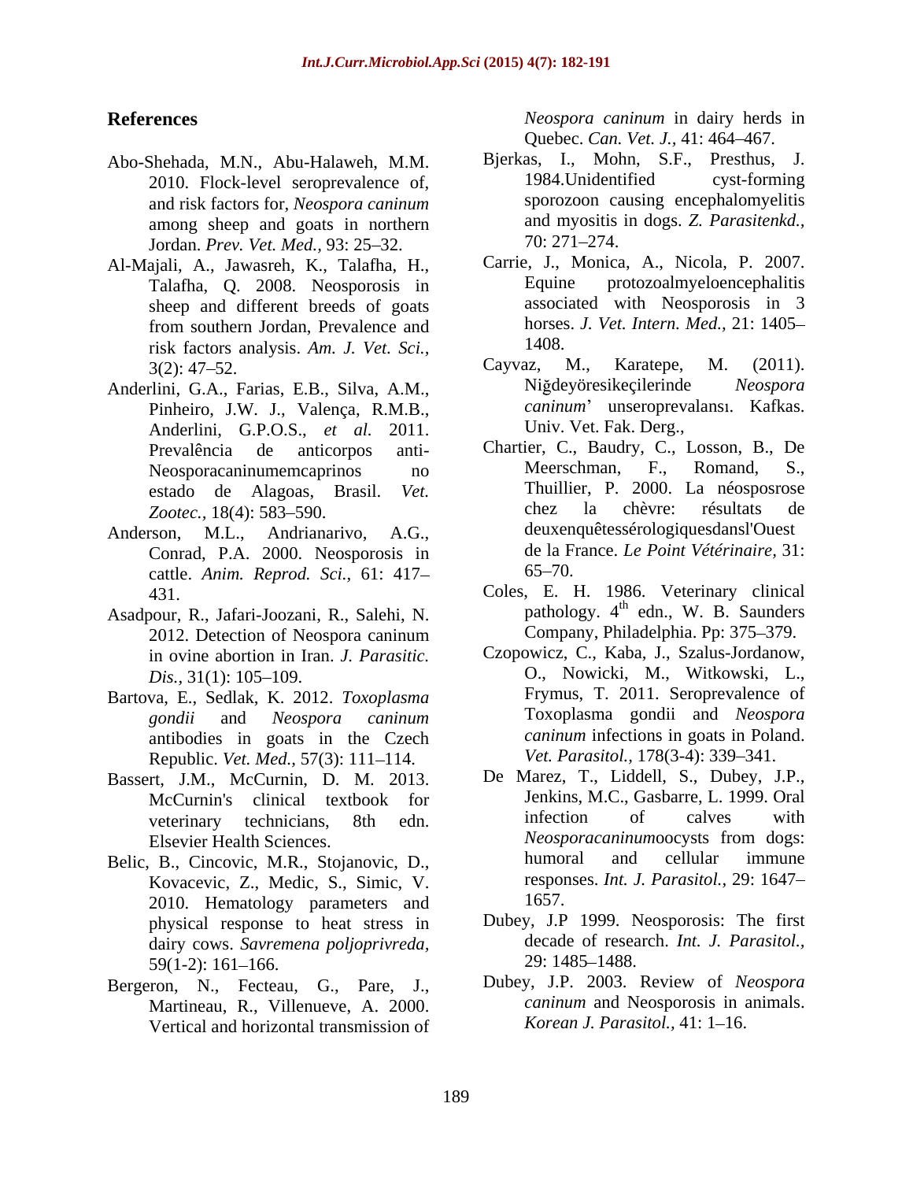## References

Abo-Shehada, M.N., Abu-Halaweh, M.M. 2010. Flock-level seroprevalence of, and risk factors for, *Neospora caninum* among sheep and goats in northern Jordan. *Prev. Vet. Med.,* 93: 25–32.

Al-Majali, A., Jawasreh, K., Talafha, H., Talafha, Q. 2008. Neosporosis in sheep and different breeds of goats from southern Jordan, Prevalence and risk factors analysis. *Am. J. Vet. Sci.,* 3(2): 47–52.

Anderlini, G.A., Farias, E.B., Silva, A.M., Pinheiro, J.W. J., Valença, R.M.B., Anderlini, G.P.O.S., *et al.* 2011. Prevalência de anticorpos anti-Neosporacaninumemcaprinos no estado de Alagoas, Brasil. *Vet. Zootec.,* 18(4): 583–590.

Anderson, M.L., Andrianarivo, A.G., Conrad, P.A. 2000. Neosporosis in cattle. *Anim. Reprod. Sci.,* 61: 417–431.

Asadpour, R., Jafari-Joozani, R., Salehi, N. 2012. Detection of Neospora caninum in ovine abortion in Iran. *J. Parasitic. Dis.,* 31(1): 105–109.

Bartova, E., Sedlak, K. 2012. *Toxoplasma gondii* and *Neospora caninum* antibodies in goats in the Czech Republic. *Vet. Med.,* 57(3): 111–114.

Bassert, J.M., McCurnin, D. M. 2013. McCurnin's clinical textbook for veterinary technicians, 8th edn. Elsevier Health Sciences.

Belic, B., Cincovic, M.R., Stojanovic, D., Kovacevic, Z., Medic, S., Simic, V. 2010. Hematology parameters and physical response to heat stress in dairy cows. *Savremena poljoprivreda,* 59(1-2): 161–166.

Bergeron, N., Fecteau, G., Pare, J., Martineau, R., Villenueve, A. 2000. Vertical and horizontal transmission of *Neospora caninum* in dairy herds in Quebec. *Can. Vet. J.,* 41: 464–467.

Bjerkas, I., Mohn, S.F., Presthus, J. 1984.Unidentified cyst-forming sporozoon causing encephalomyelitis and myositis in dogs. *Z. Parasitenkd.,* 70: 271–274.

Carrie, J., Monica, A., Nicola, P. 2007. Equine protozoalmyeloencephalitis associated with Neosporosis in 3 horses. *J. Vet. Intern. Med.,* 21: 1405–1408.

Cayvaz, M., Karatepe, M. (2011). Niğdeyöresikeçilerinde *Neospora caninum*' unseroprevalansı. Kafkas. Univ. Vet. Fak. Derg.,

Chartier, C., Baudry, C., Losson, B., De Meerschman, F., Romand, S., Thuillier, P. 2000. La néosposrose chez la chèvre: résultats de deuxenquêtessérologiquesdansl'Ouest de la France. *Le Point Vétérinaire,* 31: 65–70.

Coles, E. H. 1986. Veterinary clinical pathology. 4th edn., W. B. Saunders Company, Philadelphia. Pp: 375–379.

Czopowicz, C., Kaba, J., Szalus-Jordanow, O., Nowicki, M., Witkowski, L., Frymus, T. 2011. Seroprevalence of Toxoplasma gondii and *Neospora caninum* infections in goats in Poland. *Vet. Parasitol.,* 178(3-4): 339–341.

De Marez, T., Liddell, S., Dubey, J.P., Jenkins, M.C., Gasbarre, L. 1999. Oral infection of calves with *Neosporacaninum*oocysts from dogs: humoral and cellular immune responses. *Int. J. Parasitol.,* 29: 1647–1657.

Dubey, J.P 1999. Neosporosis: The first decade of research. *Int. J. Parasitol.,* 29: 1485–1488.

Dubey, J.P. 2003. Review of *Neospora caninum* and Neosporosis in animals. *Korean J. Parasitol.,* 41: 1–16.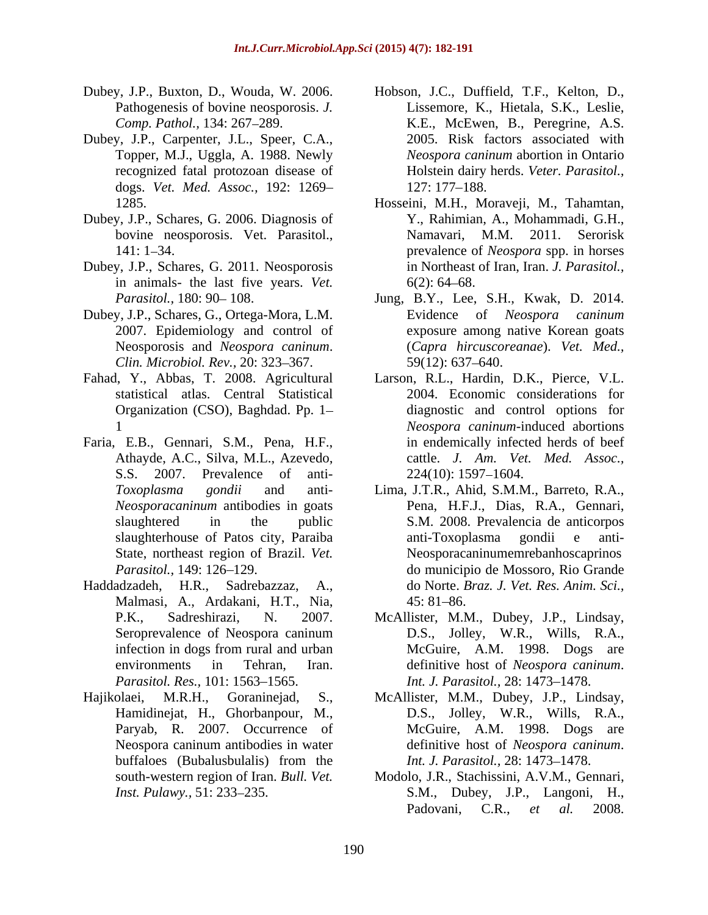Dubey, J.P., Buxton, D., Wouda, W. 2006. Pathogenesis of bovine neosporosis. *J. Comp. Pathol.,* 134: 267–289.

Dubey, J.P., Carpenter, J.L., Speer, C.A., Topper, M.J., Uggla, A. 1988. Newly recognized fatal protozoan disease of dogs. *Vet. Med. Assoc.,* 192: 1269–1285.

Dubey, J.P., Schares, G. 2006. Diagnosis of bovine neosporosis. Vet. Parasitol., 141: 1–34.

Dubey, J.P., Schares, G. 2011. Neosporosis in animals- the last five years. *Vet. Parasitol.,* 180: 90– 108.

Dubey, J.P., Schares, G., Ortega-Mora, L.M. 2007. Epidemiology and control of Neosporosis and *Neospora caninum*. *Clin. Microbiol. Rev.,* 20: 323–367.

Fahad, Y., Abbas, T. 2008. Agricultural statistical atlas. Central Statistical Organization (CSO), Baghdad. Pp. 1–1

Faria, E.B., Gennari, S.M., Pena, H.F., Athayde, A.C., Silva, M.L., Azevedo, S.S. 2007. Prevalence of anti-*Toxoplasma gondii* and anti-*Neosporacaninum* antibodies in goats slaughtered in the public slaughterhouse of Patos city, Paraiba State, northeast region of Brazil. *Vet. Parasitol.,* 149: 126–129.

Haddadzadeh, H.R., Sadrebazzaz, A., Malmasi, A., Ardakani, H.T., Nia, P.K., Sadreshirazi, N. 2007. Seroprevalence of Neospora caninum infection in dogs from rural and urban environments in Tehran, Iran. *Parasitol. Res.,* 101: 1563–1565.

Hajikolaei, M.R.H., Goraninejad, S., Hamidinejat, H., Ghorbanpour, M., Paryab, R. 2007. Occurrence of Neospora caninum antibodies in water buffaloes (Bubalusbulalis) from the south-western region of Iran. *Bull. Vet. Inst. Pulawy.,* 51: 233–235.

Hobson, J.C., Duffield, T.F., Kelton, D., Lissemore, K., Hietala, S.K., Leslie, K.E., McEwen, B., Peregrine, A.S. 2005. Risk factors associated with *Neospora caninum* abortion in Ontario Holstein dairy herds. *Veter. Parasitol.,* 127: 177–188.

Hosseini, M.H., Moraveji, M., Tahamtan, Y., Rahimian, A., Mohammadi, G.H., Namavari, M.M. 2011. Serorisk prevalence of *Neospora* spp. in horses in Northeast of Iran, Iran. *J. Parasitol.,* 6(2): 64–68.

Jung, B.Y., Lee, S.H., Kwak, D. 2014. Evidence of *Neospora caninum* exposure among native Korean goats (*Capra hircuscoreanae*). *Vet. Med.,* 59(12): 637–640.

Larson, R.L., Hardin, D.K., Pierce, V.L. 2004. Economic considerations for diagnostic and control options for *Neospora caninum*-induced abortions in endemically infected herds of beef cattle. *J. Am. Vet. Med. Assoc.,* 224(10): 1597–1604.

Lima, J.T.R., Ahid, S.M.M., Barreto, R.A., Pena, H.F.J., Dias, R.A., Gennari, S.M. 2008. Prevalencia de anticorpos anti-Toxoplasma gondii e anti-Neosporacaninumemrebanhoscaprinos do municipio de Mossoro, Rio Grande do Norte. *Braz. J. Vet. Res. Anim. Sci.,* 45: 81–86.

McAllister, M.M., Dubey, J.P., Lindsay, D.S., Jolley, W.R., Wills, R.A., McGuire, A.M. 1998. Dogs are definitive host of *Neospora caninum*. *Int. J. Parasitol.,* 28: 1473–1478.

McAllister, M.M., Dubey, J.P., Lindsay, D.S., Jolley, W.R., Wills, R.A., McGuire, A.M. 1998. Dogs are definitive host of *Neospora caninum*. *Int. J. Parasitol.,* 28: 1473–1478.

Modolo, J.R., Stachissini, A.V.M., Gennari, S.M., Dubey, J.P., Langoni, H., Padovani, C.R., *et al.* 2008.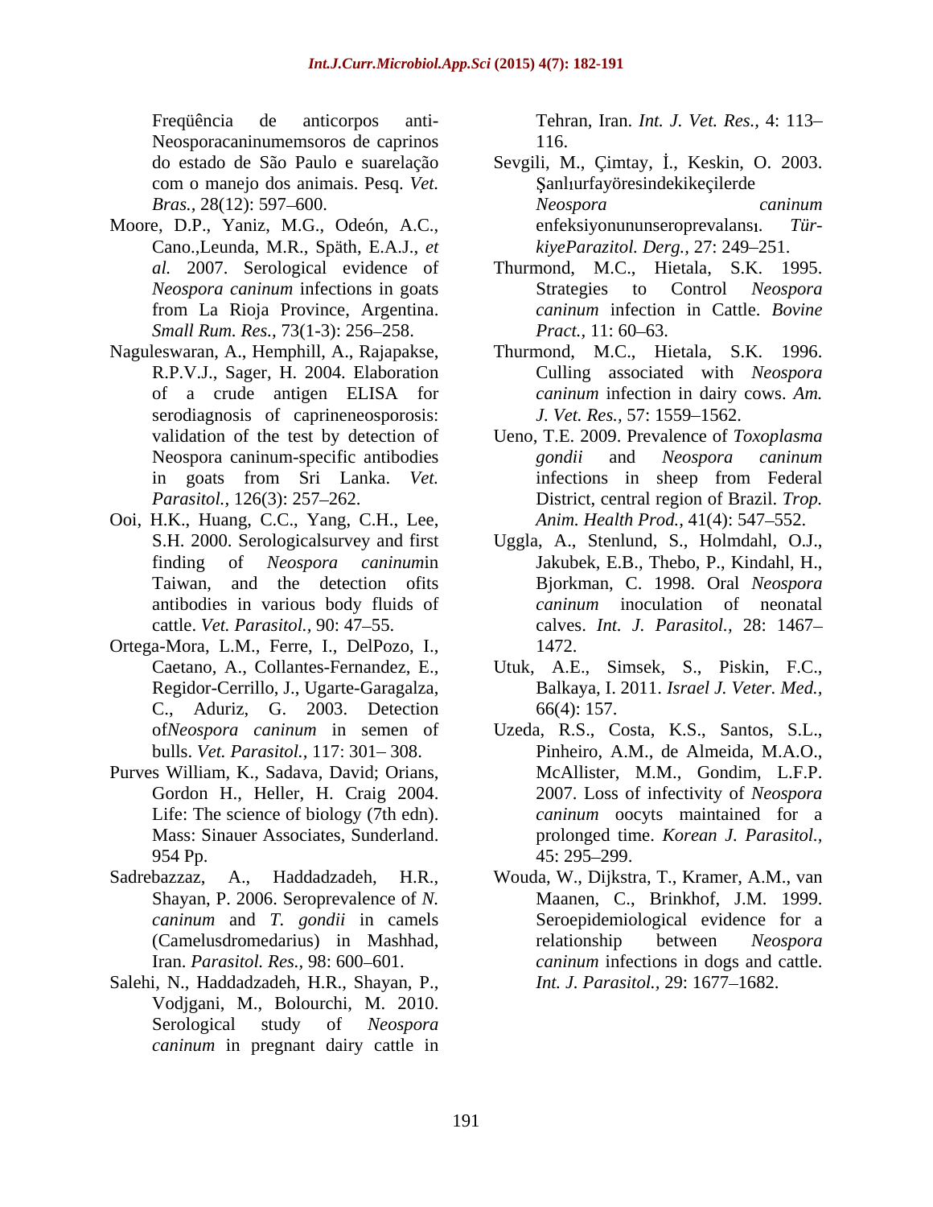Freqüência de anticorpos anti-Neosporacaninumemsoros de caprinos do estado de São Paulo e suarelação com o manejo dos animais. Pesq. *Vet. Bras.,* 28(12): 597–600.

Moore, D.P., Yaniz, M.G., Odeón, A.C., Cano.,Leunda, M.R., Späth, E.A.J., *et al.* 2007. Serological evidence of *Neospora caninum* infections in goats from La Rioja Province, Argentina. *Small Rum. Res.,* 73(1-3): 256–258.

Naguleswaran, A., Hemphill, A., Rajapakse, R.P.V.J., Sager, H. 2004. Elaboration of a crude antigen ELISA for serodiagnosis of caprineneosporosis: validation of the test by detection of Neospora caninum-specific antibodies in goats from Sri Lanka. *Vet. Parasitol.,* 126(3): 257–262.

Ooi, H.K., Huang, C.C., Yang, C.H., Lee, S.H. 2000. Serologicalsurvey and first finding of *Neospora caninum*in Taiwan, and the detection ofits antibodies in various body fluids of cattle. *Vet. Parasitol.,* 90: 47–55.

Ortega-Mora, L.M., Ferre, I., DelPozo, I., Caetano, A., Collantes-Fernandez, E., Regidor-Cerrillo, J., Ugarte-Garagalza, C., Aduriz, G. 2003. Detection of*Neospora caninum* in semen of bulls. *Vet. Parasitol.,* 117: 301– 308.

Purves William, K., Sadava, David; Orians, Gordon H., Heller, H. Craig 2004. Life: The science of biology (7th edn). Mass: Sinauer Associates, Sunderland. 954 Pp.

Sadrebazzaz, A., Haddadzadeh, H.R., Shayan, P. 2006. Seroprevalence of *N. caninum* and *T. gondii* in camels (Camelusdromedarius) in Mashhad, Iran. *Parasitol. Res.,* 98: 600–601.

Salehi, N., Haddadzadeh, H.R., Shayan, P., Vodjgani, M., Bolourchi, M. 2010. Serological study of *Neospora caninum* in pregnant dairy cattle in Tehran, Iran. *Int. J. Vet. Res.,* 4: 113–116.

Sevgili, M., Çimtay, İ., Keskin, O. 2003. Şanlıurfayöresindekikeçilerde *Neospora caninum* enfeksiyonununseroprevalansı. *Tür-kiyeParazitol. Derg.,* 27: 249–251.

Thurmond, M.C., Hietala, S.K. 1995. Strategies to Control *Neospora caninum* infection in Cattle. *Bovine Pract.,* 11: 60–63.

Thurmond, M.C., Hietala, S.K. 1996. Culling associated with *Neospora caninum* infection in dairy cows. *Am. J. Vet. Res.,* 57: 1559–1562.

Ueno, T.E. 2009. Prevalence of *Toxoplasma gondii* and *Neospora caninum* infections in sheep from Federal District, central region of Brazil. *Trop. Anim. Health Prod.,* 41(4): 547–552.

Uggla, A., Stenlund, S., Holmdahl, O.J., Jakubek, E.B., Thebo, P., Kindahl, H., Bjorkman, C. 1998. Oral *Neospora caninum* inoculation of neonatal calves. *Int. J. Parasitol.,* 28: 1467–1472.

Utuk, A.E., Simsek, S., Piskin, F.C., Balkaya, I. 2011. *Israel J. Veter. Med.,* 66(4): 157.

Uzeda, R.S., Costa, K.S., Santos, S.L., Pinheiro, A.M., de Almeida, M.A.O., McAllister, M.M., Gondim, L.F.P. 2007. Loss of infectivity of *Neospora caninum* oocyts maintained for a prolonged time. *Korean J. Parasitol.,* 45: 295–299.

Wouda, W., Dijkstra, T., Kramer, A.M., van Maanen, C., Brinkhof, J.M. 1999. Seroepidemiological evidence for a relationship between *Neospora caninum* infections in dogs and cattle. *Int. J. Parasitol.,* 29: 1677–1682.